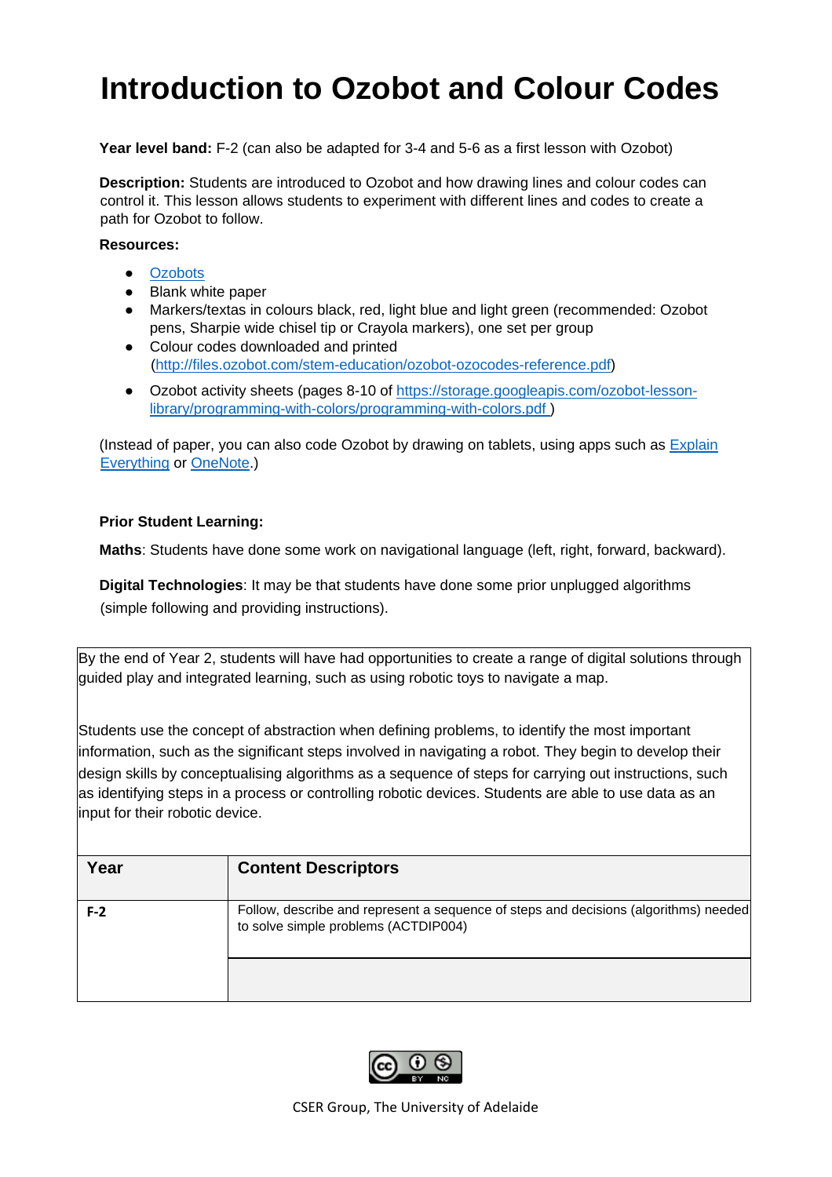# Introduction to Ozobot and Colour Codes

**Year level band:** F-2 (can also be adapted for 3-4 and 5-6 as a first lesson with Ozobot)

**Description:** Students are introduced to Ozobot and how drawing lines and colour codes can control it. This lesson allows students to experiment with different lines and codes to create a path for Ozobot to follow.

**Resources:**

- [Ozobots]()
- Blank white paper
- Markers/textas in colours black, red, light blue and light green (recommended: Ozobot pens, Sharpie wide chisel tip or Crayola markers), one set per group
- Colour codes downloaded and printed (http://files.ozobot.com/stem-education/ozobot-ozocodes-reference.pdf)
- Ozobot activity sheets (pages 8-10 of https://storage.googleapis.com/ozobot-lesson-library/programming-with-colors/programming-with-colors.pdf )

(Instead of paper, you can also code Ozobot by drawing on tablets, using apps such as Explain Everything or OneNote.)

**Prior Student Learning:**

**Maths**: Students have done some work on navigational language (left, right, forward, backward).

**Digital Technologies**: It may be that students have done some prior unplugged algorithms (simple following and providing instructions).

By the end of Year 2, students will have had opportunities to create a range of digital solutions through guided play and integrated learning, such as using robotic toys to navigate a map.

Students use the concept of abstraction when defining problems, to identify the most important information, such as the significant steps involved in navigating a robot. They begin to develop their design skills by conceptualising algorithms as a sequence of steps for carrying out instructions, such as identifying steps in a process or controlling robotic devices. Students are able to use data as an input for their robotic device.

| Year | Content Descriptors |
| --- | --- |
| **F-2** | Follow, describe and represent a sequence of steps and decisions (algorithms) needed to solve simple problems (ACTDIP004) |
| | |

CSER Group, The University of Adelaide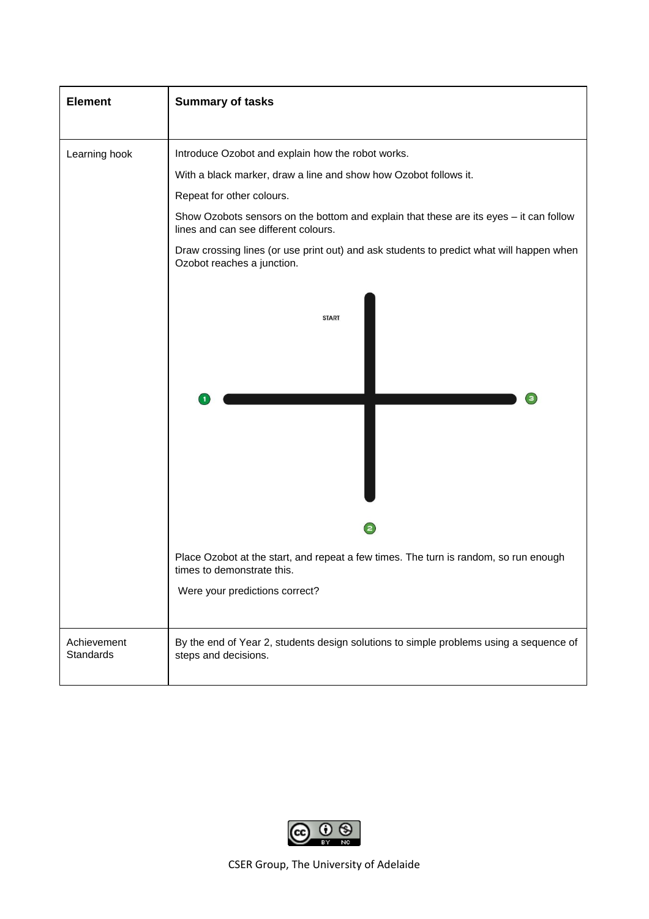| Element | Summary of tasks |
| --- | --- |
| Learning hook | Introduce Ozobot and explain how the robot works.<br><br>With a black marker, draw a line and show how Ozobot follows it.<br><br>Repeat for other colours.<br><br>Show Ozobots sensors on the bottom and explain that these are its eyes – it can follow lines and can see different colours.<br><br>Draw crossing lines (or use print out) and ask students to predict what will happen when Ozobot reaches a junction.<br><br>START<br><br>1 3<br><br>2<br><br>Place Ozobot at the start, and repeat a few times. The turn is random, so run enough times to demonstrate this.<br><br>Were your predictions correct? |
| Achievement Standards | By the end of Year 2, students design solutions to simple problems using a sequence of steps and decisions. |

CSER Group, The University of Adelaide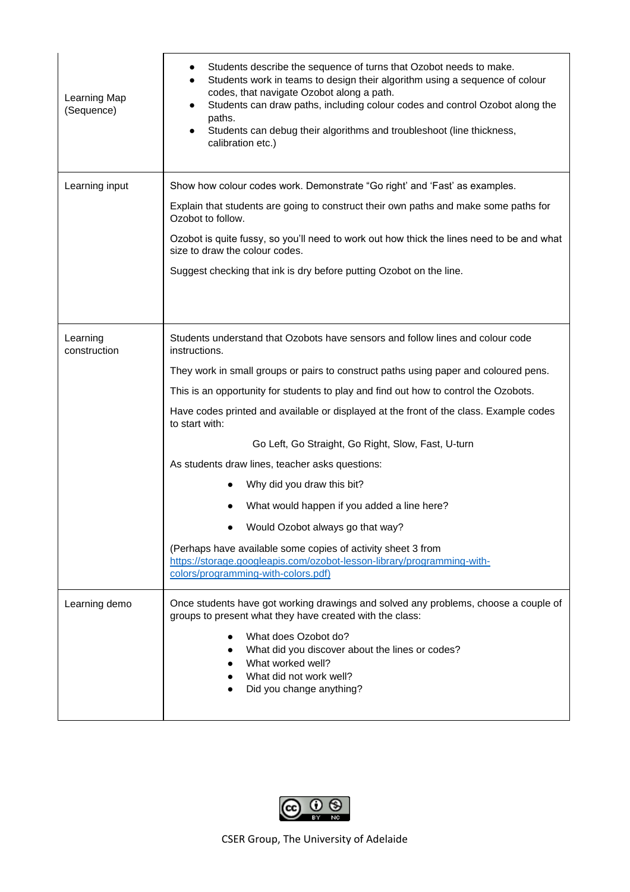| | |
|---|---|
| Learning Map (Sequence) | • Students describe the sequence of turns that Ozobot needs to make.<br>• Students work in teams to design their algorithm using a sequence of colour codes, that navigate Ozobot along a path.<br>• Students can draw paths, including colour codes and control Ozobot along the paths.<br>• Students can debug their algorithms and troubleshoot (line thickness, calibration etc.) |
| Learning input | Show how colour codes work. Demonstrate "Go right' and 'Fast' as examples.<br><br>Explain that students are going to construct their own paths and make some paths for Ozobot to follow.<br><br>Ozobot is quite fussy, so you'll need to work out how thick the lines need to be and what size to draw the colour codes.<br><br>Suggest checking that ink is dry before putting Ozobot on the line. |
| Learning construction | Students understand that Ozobots have sensors and follow lines and colour code instructions.<br><br>They work in small groups or pairs to construct paths using paper and coloured pens.<br><br>This is an opportunity for students to play and find out how to control the Ozobots.<br><br>Have codes printed and available or displayed at the front of the class. Example codes to start with:<br><br>Go Left, Go Straight, Go Right, Slow, Fast, U-turn<br><br>As students draw lines, teacher asks questions:<br><br>• Why did you draw this bit?<br>• What would happen if you added a line here?<br>• Would Ozobot always go that way?<br><br>(Perhaps have available some copies of activity sheet 3 from [https://storage.googleapis.com/ozobot-lesson-library/programming-with-colors/programming-with-colors.pdf)](https://storage.googleapis.com/ozobot-lesson-library/programming-with-colors/programming-with-colors.pdf) |
| Learning demo | Once students have got working drawings and solved any problems, choose a couple of groups to present what they have created with the class:<br><br>• What does Ozobot do?<br>• What did you discover about the lines or codes?<br>• What worked well?<br>• What did not work well?<br>• Did you change anything? |

CSER Group, The University of Adelaide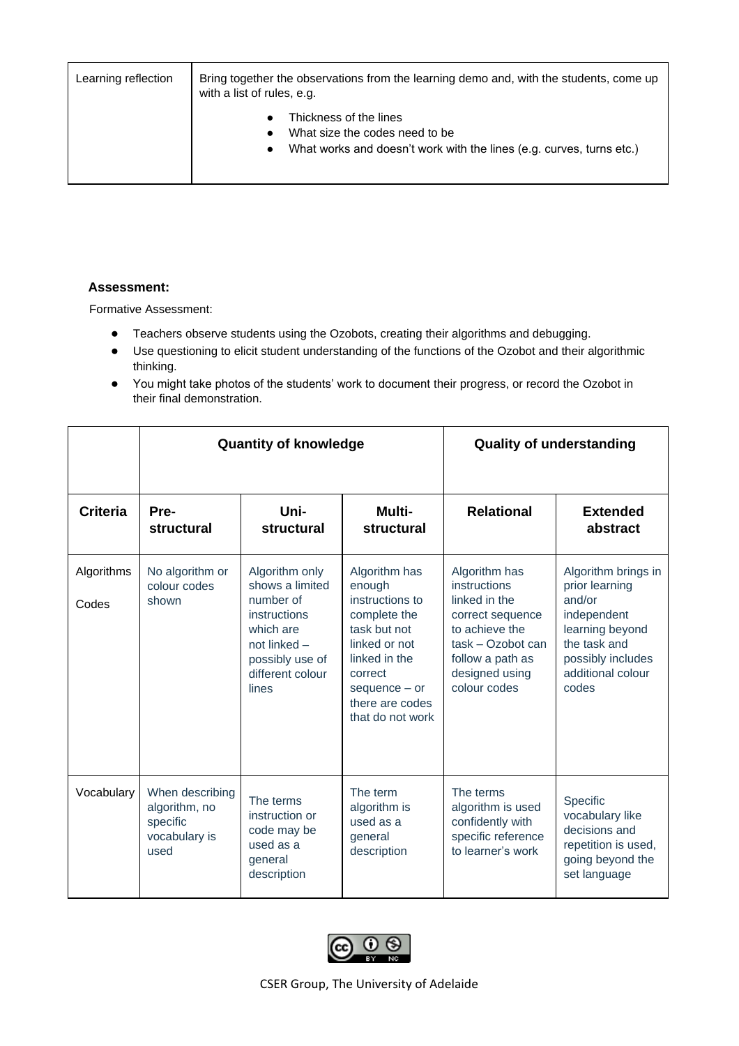| Learning reflection | Bring together the observations from the learning demo and, with the students, come up with a list of rules, e.g.<br>• Thickness of the lines<br>• What size the codes need to be<br>• What works and doesn't work with the lines (e.g. curves, turns etc.) |
|---|---|

**Assessment:**

Formative Assessment:

- Teachers observe students using the Ozobots, creating their algorithms and debugging.
- Use questioning to elicit student understanding of the functions of the Ozobot and their algorithmic thinking.
- You might take photos of the students' work to document their progress, or record the Ozobot in their final demonstration.

| | **Quantity of knowledge** | | | **Quality of understanding** | |
|---|---|---|---|---|---|
| **Criteria** | **Pre-structural** | **Uni-structural** | **Multi-structural** | **Relational** | **Extended abstract** |
| Algorithms<br><br>Codes | No algorithm or colour codes shown | Algorithm only shows a limited number of instructions which are not linked – possibly use of different colour lines | Algorithm has enough instructions to complete the task but not linked or not linked in the correct sequence – or there are codes that do not work | Algorithm has instructions linked in the correct sequence to achieve the task – Ozobot can follow a path as designed using colour codes | Algorithm brings in prior learning and/or independent learning beyond the task and possibly includes additional colour codes |
| Vocabulary | When describing algorithm, no specific vocabulary is used | The terms instruction or code may be used as a general description | The term algorithm is used as a general description | The terms algorithm is used confidently with specific reference to learner's work | Specific vocabulary like decisions and repetition is used, going beyond the set language |

CSER Group, The University of Adelaide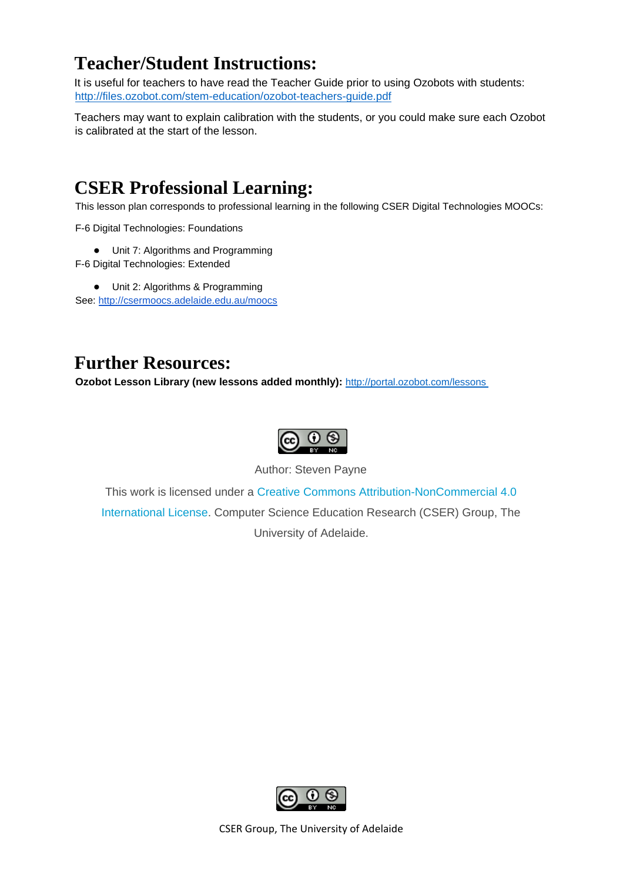# Teacher/Student Instructions:

It is useful for teachers to have read the Teacher Guide prior to using Ozobots with students: http://files.ozobot.com/stem-education/ozobot-teachers-guide.pdf

Teachers may want to explain calibration with the students, or you could make sure each Ozobot is calibrated at the start of the lesson.

# CSER Professional Learning:

This lesson plan corresponds to professional learning in the following CSER Digital Technologies MOOCs:

F-6 Digital Technologies: Foundations

- Unit 7: Algorithms and Programming

F-6 Digital Technologies: Extended

- Unit 2: Algorithms & Programming

See: http://csermoocs.adelaide.edu.au/moocs

# Further Resources:

**Ozobot Lesson Library (new lessons added monthly):** http://portal.ozobot.com/lessons

Author: Steven Payne

This work is licensed under a Creative Commons Attribution-NonCommercial 4.0 International License. Computer Science Education Research (CSER) Group, The University of Adelaide.